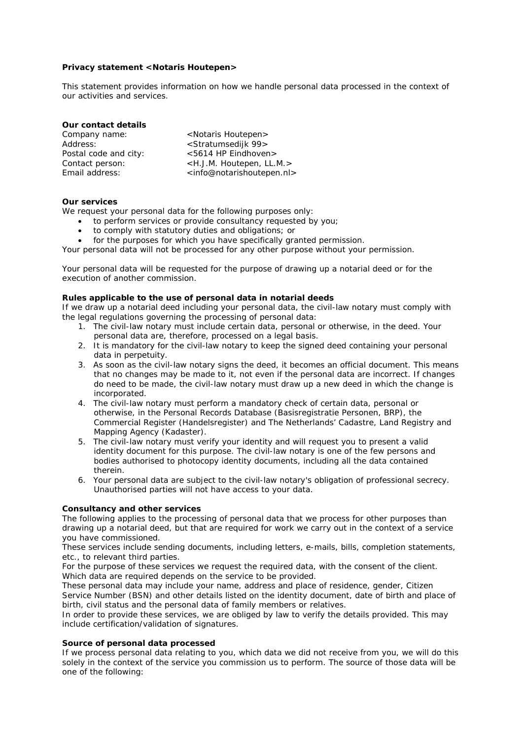**Privacy statement <Notaris Houtepen>**

This statement provides information on how we handle personal data processed in the context of our activities and services.

**Our contact details**

Company name: <Notaris Houtepen>
Address: <Stratumsedijk 99>
Postal code and city: <5614 HP Eindhoven>
Contact person: <H.J.M. Houtepen, LL.M.>
Email address: <info@notarishoutepen.nl>

**Our services**

We request your personal data for the following purposes only:

- to perform services or provide consultancy requested by you;
- to comply with statutory duties and obligations; or
- for the purposes for which you have specifically granted permission.

Your personal data will not be processed for any other purpose without your permission.

Your personal data will be requested for the purpose of drawing up a notarial deed or for the execution of another commission.

**Rules applicable to the use of personal data in notarial deeds**

If we draw up a notarial deed including your personal data, the civil-law notary must comply with the legal regulations governing the processing of personal data:

1. The civil-law notary must include certain data, personal or otherwise, in the deed. Your personal data are, therefore, processed on a legal basis.
2. It is mandatory for the civil-law notary to keep the signed deed containing your personal data in perpetuity.
3. As soon as the civil-law notary signs the deed, it becomes an official document. This means that no changes may be made to it, not even if the personal data are incorrect. If changes do need to be made, the civil-law notary must draw up a new deed in which the change is incorporated.
4. The civil-law notary must perform a mandatory check of certain data, personal or otherwise, in the Personal Records Database (Basisregistratie Personen, BRP), the Commercial Register (Handelsregister) and The Netherlands' Cadastre, Land Registry and Mapping Agency (Kadaster).
5. The civil-law notary must verify your identity and will request you to present a valid identity document for this purpose. The civil-law notary is one of the few persons and bodies authorised to photocopy identity documents, including all the data contained therein.
6. Your personal data are subject to the civil-law notary's obligation of professional secrecy. Unauthorised parties will not have access to your data.

**Consultancy and other services**

The following applies to the processing of personal data that we process for other purposes than drawing up a notarial deed, but that are required for work we carry out in the context of a service you have commissioned.
These services include sending documents, including letters, e-mails, bills, completion statements, etc., to relevant third parties.
For the purpose of these services we request the required data, with the consent of the client. Which data are required depends on the service to be provided.
These personal data may include your name, address and place of residence, gender, Citizen Service Number (BSN) and other details listed on the identity document, date of birth and place of birth, civil status and the personal data of family members or relatives.
In order to provide these services, we are obliged by law to verify the details provided. This may include certification/validation of signatures.

**Source of personal data processed**

If we process personal data relating to you, which data we did not receive from you, we will do this solely in the context of the service you commission us to perform. The source of those data will be one of the following: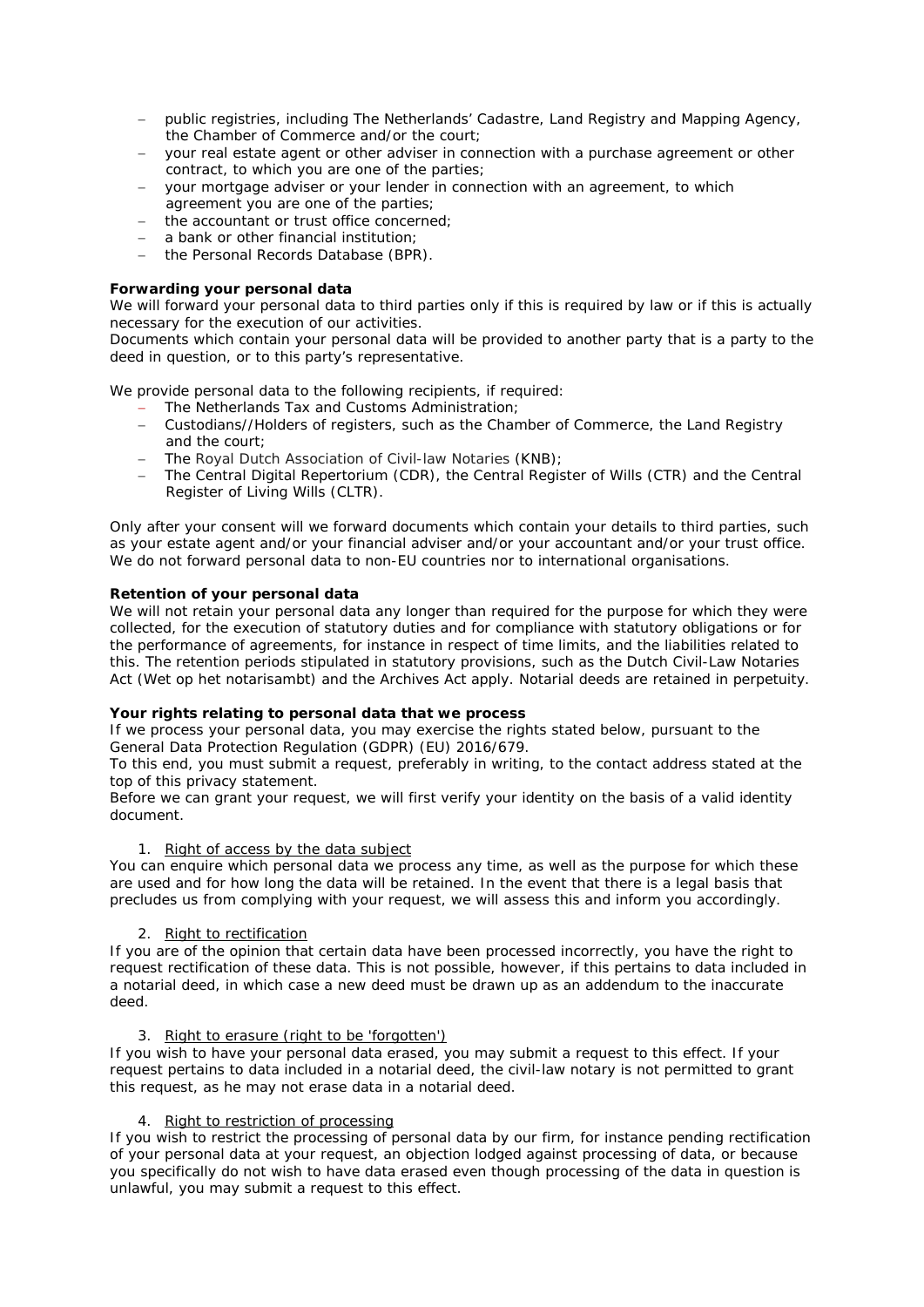- public registries, including The Netherlands' Cadastre, Land Registry and Mapping Agency, the Chamber of Commerce and/or the court;
- your real estate agent or other adviser in connection with a purchase agreement or other contract, to which you are one of the parties;
- your mortgage adviser or your lender in connection with an agreement, to which agreement you are one of the parties;
- the accountant or trust office concerned;
- a bank or other financial institution;
- the Personal Records Database (BPR).

**Forwarding your personal data**

We will forward your personal data to third parties only if this is required by law or if this is actually necessary for the execution of our activities.

Documents which contain your personal data will be provided to another party that is a party to the deed in question, or to this party's representative.

We provide personal data to the following recipients, if required:

- The Netherlands Tax and Customs Administration;
- Custodians//Holders of registers, such as the Chamber of Commerce, the Land Registry and the court;
- The Royal Dutch Association of Civil-law Notaries (KNB);
- The Central Digital Repertorium (CDR), the Central Register of Wills (CTR) and the Central Register of Living Wills (CLTR).

Only after your consent will we forward documents which contain your details to third parties, such as your estate agent and/or your financial adviser and/or your accountant and/or your trust office. We do not forward personal data to non-EU countries nor to international organisations.

**Retention of your personal data**

We will not retain your personal data any longer than required for the purpose for which they were collected, for the execution of statutory duties and for compliance with statutory obligations or for the performance of agreements, for instance in respect of time limits, and the liabilities related to this. The retention periods stipulated in statutory provisions, such as the Dutch Civil-Law Notaries Act (Wet op het notarisambt) and the Archives Act apply. Notarial deeds are retained in perpetuity.

**Your rights relating to personal data that we process**

If we process your personal data, you may exercise the rights stated below, pursuant to the General Data Protection Regulation (GDPR) (EU) 2016/679.

To this end, you must submit a request, preferably in writing, to the contact address stated at the top of this privacy statement.

Before we can grant your request, we will first verify your identity on the basis of a valid identity document.

1. <u>Right of access by the data subject</u>

You can enquire which personal data we process any time, as well as the purpose for which these are used and for how long the data will be retained. In the event that there is a legal basis that precludes us from complying with your request, we will assess this and inform you accordingly.

2. <u>Right to rectification</u>

If you are of the opinion that certain data have been processed incorrectly, you have the right to request rectification of these data. This is not possible, however, if this pertains to data included in a notarial deed, in which case a new deed must be drawn up as an addendum to the inaccurate deed.

3. <u>Right to erasure (right to be 'forgotten')</u>

If you wish to have your personal data erased, you may submit a request to this effect. If your request pertains to data included in a notarial deed, the civil-law notary is not permitted to grant this request, as he may not erase data in a notarial deed.

4. <u>Right to restriction of processing</u>

If you wish to restrict the processing of personal data by our firm, for instance pending rectification of your personal data at your request, an objection lodged against processing of data, or because you specifically do not wish to have data erased even though processing of the data in question is unlawful, you may submit a request to this effect.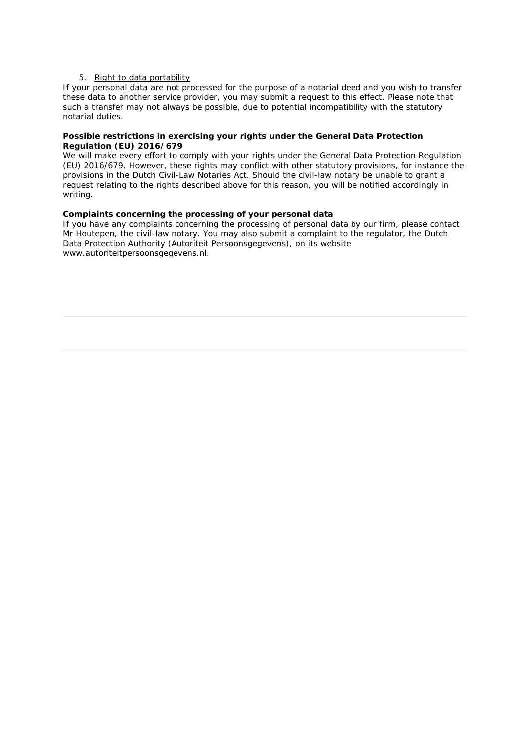5. Right to data portability

If your personal data are not processed for the purpose of a notarial deed and you wish to transfer these data to another service provider, you may submit a request to this effect. Please note that such a transfer may not always be possible, due to potential incompatibility with the statutory notarial duties.

**Possible restrictions in exercising your rights under the General Data Protection Regulation (EU) 2016/679**

We will make every effort to comply with your rights under the General Data Protection Regulation (EU) 2016/679. However, these rights may conflict with other statutory provisions, for instance the provisions in the Dutch Civil-Law Notaries Act. Should the civil-law notary be unable to grant a request relating to the rights described above for this reason, you will be notified accordingly in writing.

**Complaints concerning the processing of your personal data**

If you have any complaints concerning the processing of personal data by our firm, please contact Mr Houtepen, the civil-law notary. You may also submit a complaint to the regulator, the Dutch Data Protection Authority (Autoriteit Persoonsgegevens), on its website www.autoriteitpersoonsgegevens.nl.